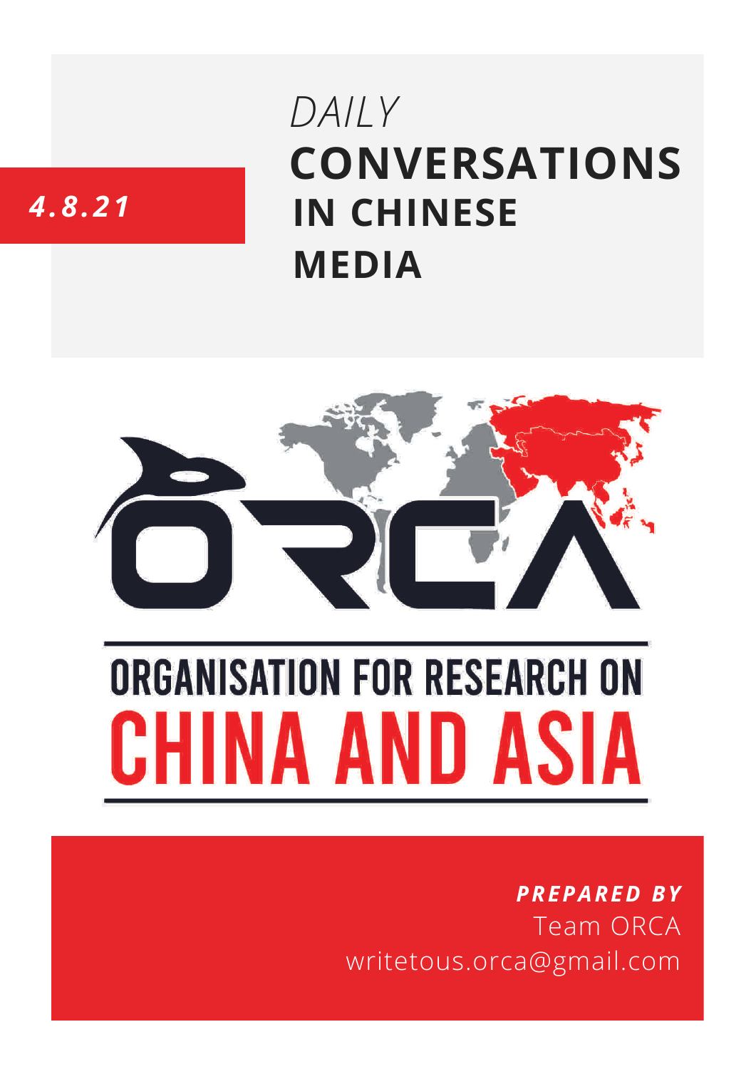*4.8.21*

# *DAILY* CONVERSATIONS IN CHINESE MEDIA

ORGANISATION FOR RESEARCH ON CHINA AND ASIA

***PREPARED BY***
Team ORCA
writetous.orca@gmail.com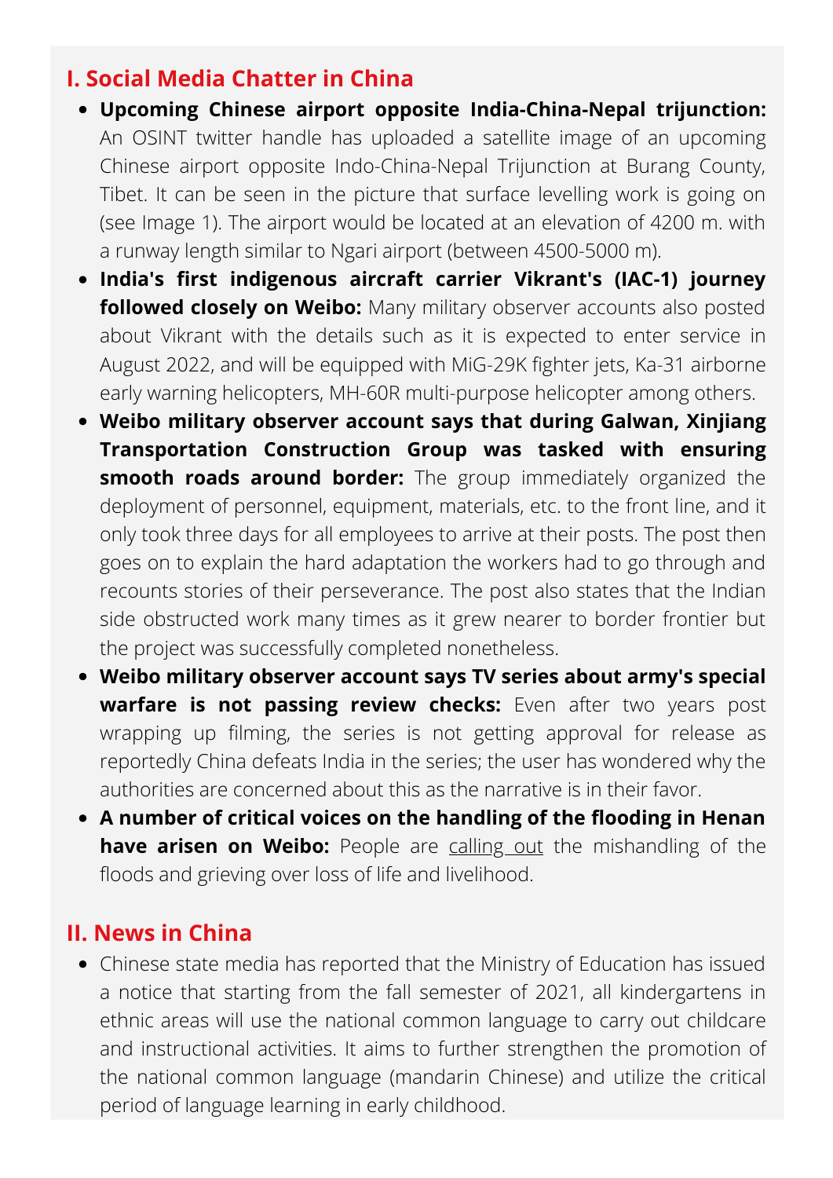## I. Social Media Chatter in China

- **Upcoming Chinese airport opposite India-China-Nepal trijunction:** An OSINT twitter handle has uploaded a satellite image of an upcoming Chinese airport opposite Indo-China-Nepal Trijunction at Burang County, Tibet. It can be seen in the picture that surface levelling work is going on (see Image 1). The airport would be located at an elevation of 4200 m. with a runway length similar to Ngari airport (between 4500-5000 m).
- **India's first indigenous aircraft carrier Vikrant's (IAC-1) journey followed closely on Weibo:** Many military observer accounts also posted about Vikrant with the details such as it is expected to enter service in August 2022, and will be equipped with MiG-29K fighter jets, Ka-31 airborne early warning helicopters, MH-60R multi-purpose helicopter among others.
- **Weibo military observer account says that during Galwan, Xinjiang Transportation Construction Group was tasked with ensuring smooth roads around border:** The group immediately organized the deployment of personnel, equipment, materials, etc. to the front line, and it only took three days for all employees to arrive at their posts. The post then goes on to explain the hard adaptation the workers had to go through and recounts stories of their perseverance. The post also states that the Indian side obstructed work many times as it grew nearer to border frontier but the project was successfully completed nonetheless.
- **Weibo military observer account says TV series about army's special warfare is not passing review checks:** Even after two years post wrapping up filming, the series is not getting approval for release as reportedly China defeats India in the series; the user has wondered why the authorities are concerned about this as the narrative is in their favor.
- **A number of critical voices on the handling of the flooding in Henan have arisen on Weibo:** People are calling out the mishandling of the floods and grieving over loss of life and livelihood.

## II. News in China

- Chinese state media has reported that the Ministry of Education has issued a notice that starting from the fall semester of 2021, all kindergartens in ethnic areas will use the national common language to carry out childcare and instructional activities. It aims to further strengthen the promotion of the national common language (mandarin Chinese) and utilize the critical period of language learning in early childhood.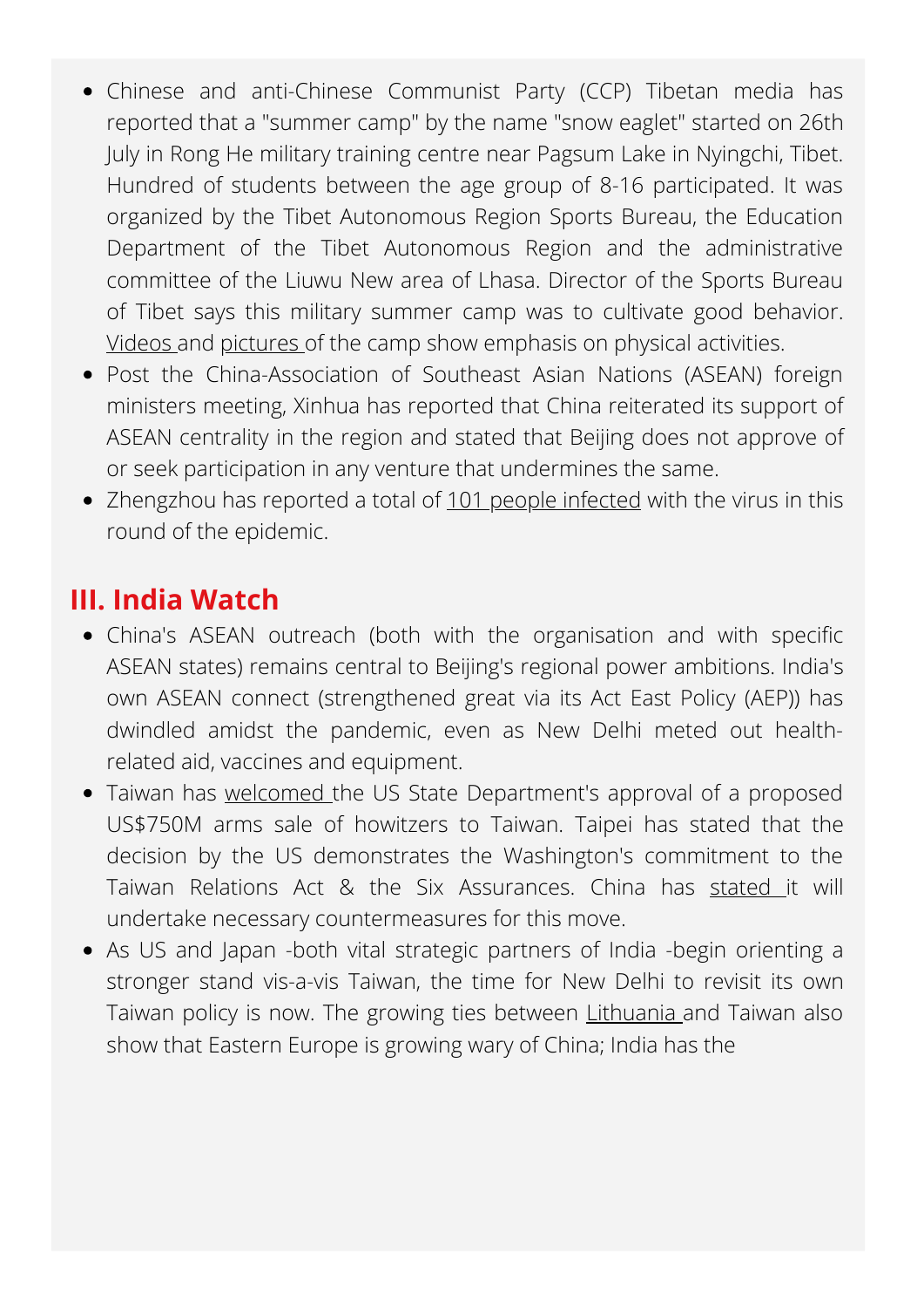- Chinese and anti-Chinese Communist Party (CCP) Tibetan media has reported that a "summer camp" by the name "snow eaglet" started on 26th July in Rong He military training centre near Pagsum Lake in Nyingchi, Tibet. Hundred of students between the age group of 8-16 participated. It was organized by the Tibet Autonomous Region Sports Bureau, the Education Department of the Tibet Autonomous Region and the administrative committee of the Liuwu New area of Lhasa. Director of the Sports Bureau of Tibet says this military summer camp was to cultivate good behavior. Videos and pictures of the camp show emphasis on physical activities.
- Post the China-Association of Southeast Asian Nations (ASEAN) foreign ministers meeting, Xinhua has reported that China reiterated its support of ASEAN centrality in the region and stated that Beijing does not approve of or seek participation in any venture that undermines the same.
- Zhengzhou has reported a total of 101 people infected with the virus in this round of the epidemic.

## III. India Watch

- China's ASEAN outreach (both with the organisation and with specific ASEAN states) remains central to Beijing's regional power ambitions. India's own ASEAN connect (strengthened great via its Act East Policy (AEP)) has dwindled amidst the pandemic, even as New Delhi meted out health-related aid, vaccines and equipment.
- Taiwan has welcomed the US State Department's approval of a proposed US$750M arms sale of howitzers to Taiwan. Taipei has stated that the decision by the US demonstrates the Washington's commitment to the Taiwan Relations Act & the Six Assurances. China has stated it will undertake necessary countermeasures for this move.
- As US and Japan -both vital strategic partners of India -begin orienting a stronger stand vis-a-vis Taiwan, the time for New Delhi to revisit its own Taiwan policy is now. The growing ties between Lithuania and Taiwan also show that Eastern Europe is growing wary of China; India has the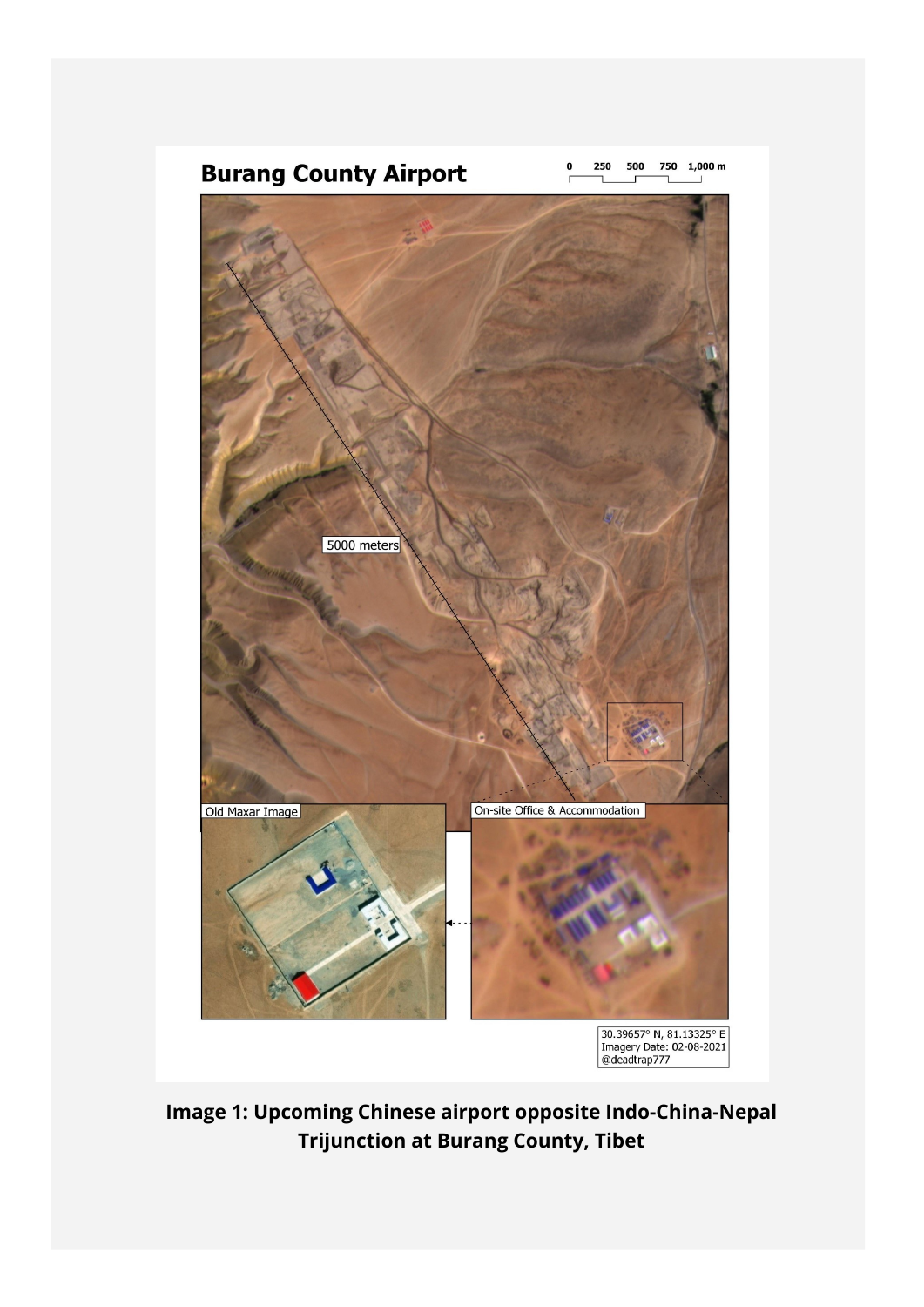Burang County Airport

0 250 500 750 1,000 m

5000 meters

Old Maxar Image

On-site Office & Accommodation

30.39657° N, 81.13325° E
Imagery Date: 02-08-2021
@deadtrap777

**Image 1: Upcoming Chinese airport opposite Indo-China-Nepal Trijunction at Burang County, Tibet**